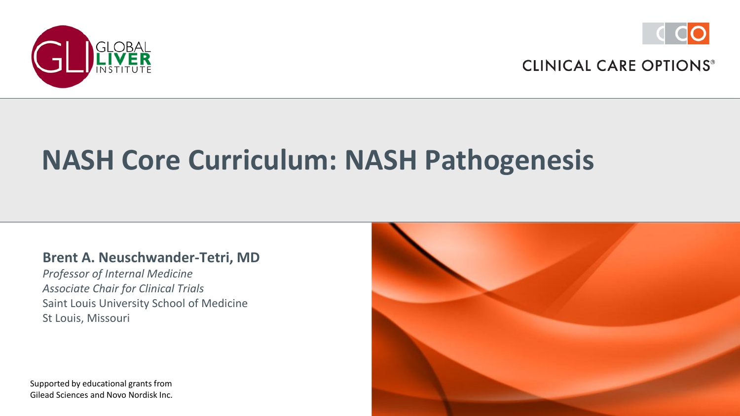GLOBAL LIVER INSTITUTE

CLINICAL CARE OPTIONS®

# NASH Core Curriculum: NASH Pathogenesis

**Brent A. Neuschwander-Tetri, MD**
*Professor of Internal Medicine*
*Associate Chair for Clinical Trials*
Saint Louis University School of Medicine
St Louis, Missouri

Supported by educational grants from
Gilead Sciences and Novo Nordisk Inc.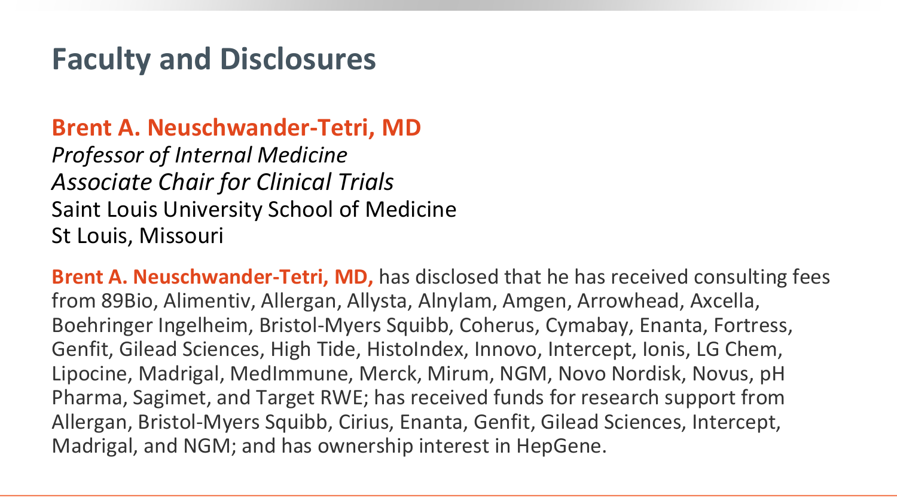# Faculty and Disclosures

**Brent A. Neuschwander-Tetri, MD**
*Professor of Internal Medicine*
*Associate Chair for Clinical Trials*
Saint Louis University School of Medicine
St Louis, Missouri

**Brent A. Neuschwander-Tetri, MD,** has disclosed that he has received consulting fees from 89Bio, Alimentiv, Allergan, Allysta, Alnylam, Amgen, Arrowhead, Axcella, Boehringer Ingelheim, Bristol-Myers Squibb, Coherus, Cymabay, Enanta, Fortress, Genfit, Gilead Sciences, High Tide, HistoIndex, Innovo, Intercept, Ionis, LG Chem, Lipocine, Madrigal, MedImmune, Merck, Mirum, NGM, Novo Nordisk, Novus, pH Pharma, Sagimet, and Target RWE; has received funds for research support from Allergan, Bristol-Myers Squibb, Cirius, Enanta, Genfit, Gilead Sciences, Intercept, Madrigal, and NGM; and has ownership interest in HepGene.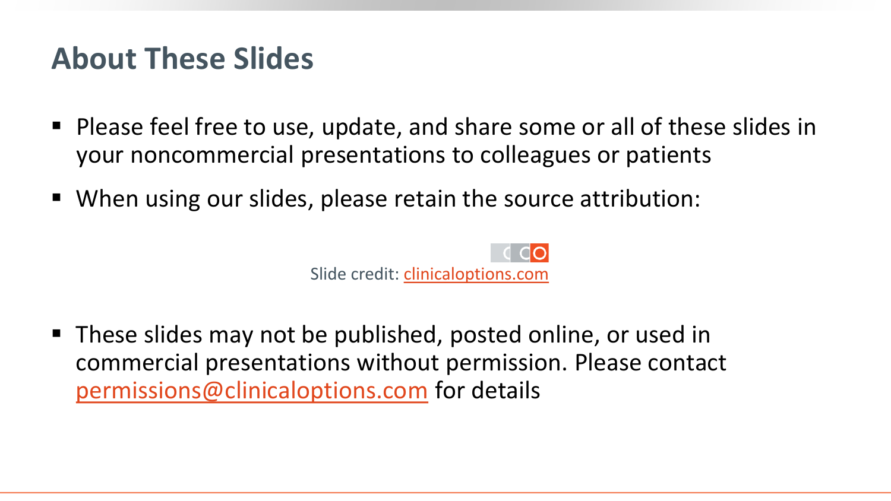# About These Slides

- Please feel free to use, update, and share some or all of these slides in your noncommercial presentations to colleagues or patients
- When using our slides, please retain the source attribution:

CCO
Slide credit: clinicaloptions.com

- These slides may not be published, posted online, or used in commercial presentations without permission. Please contact permissions@clinicaloptions.com for details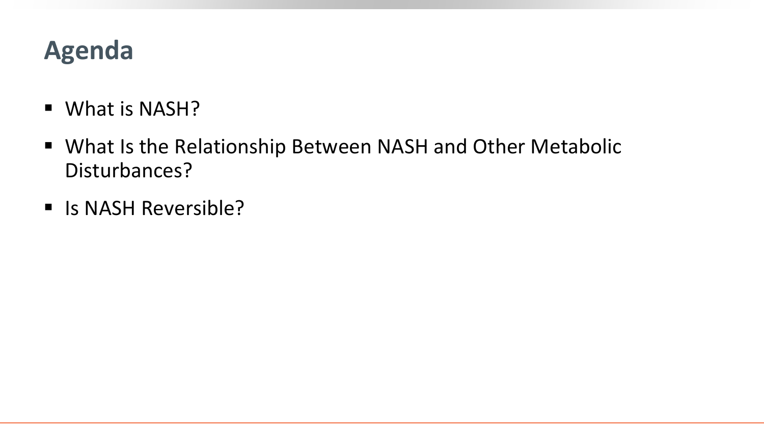# Agenda

- What is NASH?
- What Is the Relationship Between NASH and Other Metabolic Disturbances?
- Is NASH Reversible?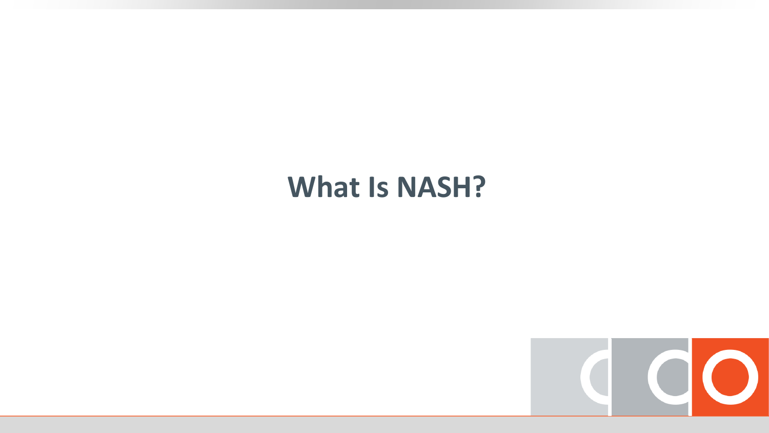# What Is NASH?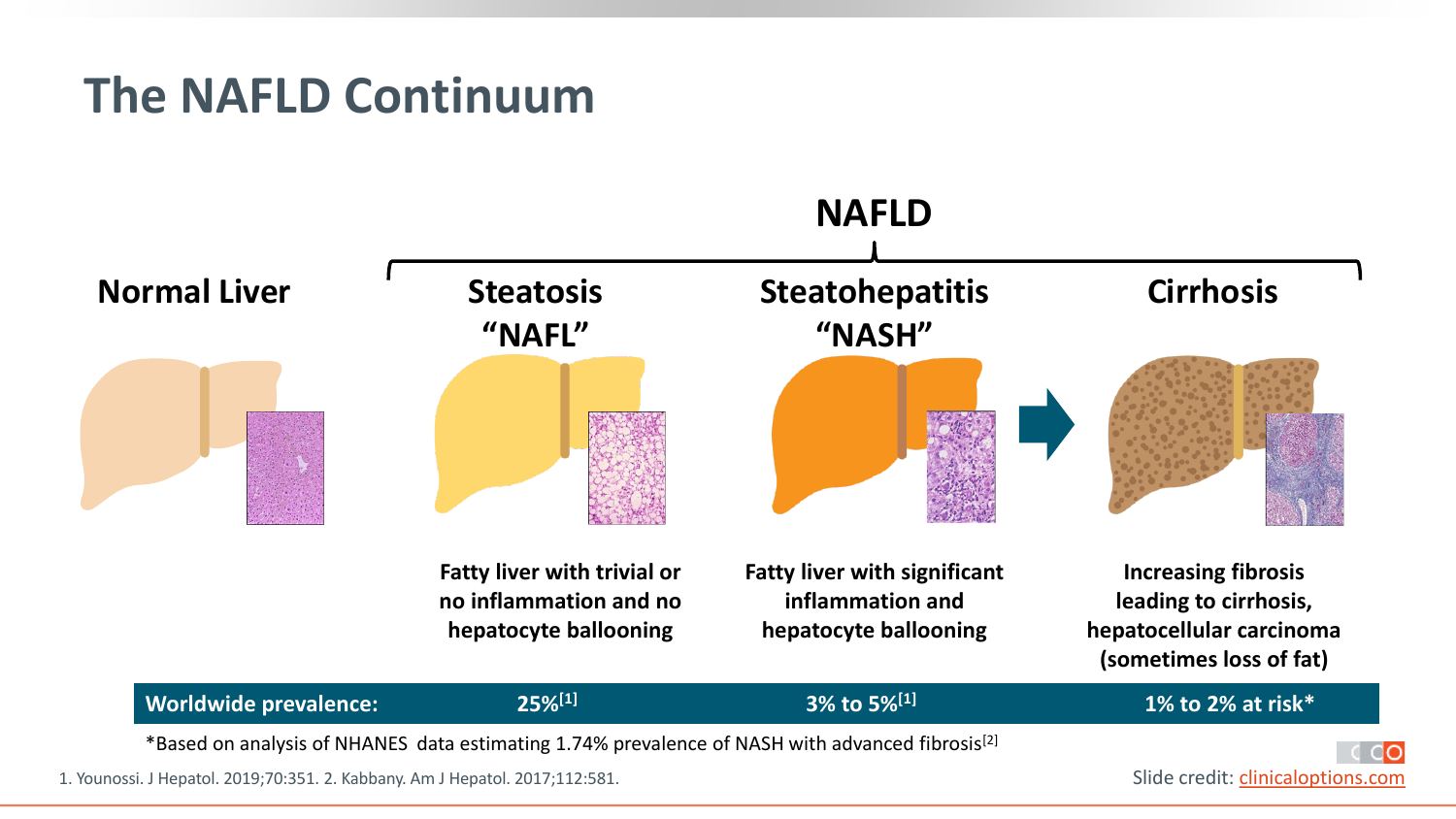# The NAFLD Continuum

**NAFLD**

| Normal Liver | Steatosis "NAFL" | Steatohepatitis "NASH" | Cirrhosis |
|---|---|---|---|
| | Fatty liver with trivial or no inflammation and no hepatocyte ballooning | Fatty liver with significant inflammation and hepatocyte ballooning | Increasing fibrosis leading to cirrhosis, hepatocellular carcinoma (sometimes loss of fat) |
| **Worldwide prevalence:** | 25%[1] | 3% to 5%[1] | 1% to 2% at risk* |

*Based on analysis of NHANES data estimating 1.74% prevalence of NASH with advanced fibrosis[2]

1. Younossi. J Hepatol. 2019;70:351. 2. Kabbany. Am J Hepatol. 2017;112:581.

Slide credit: clinicaloptions.com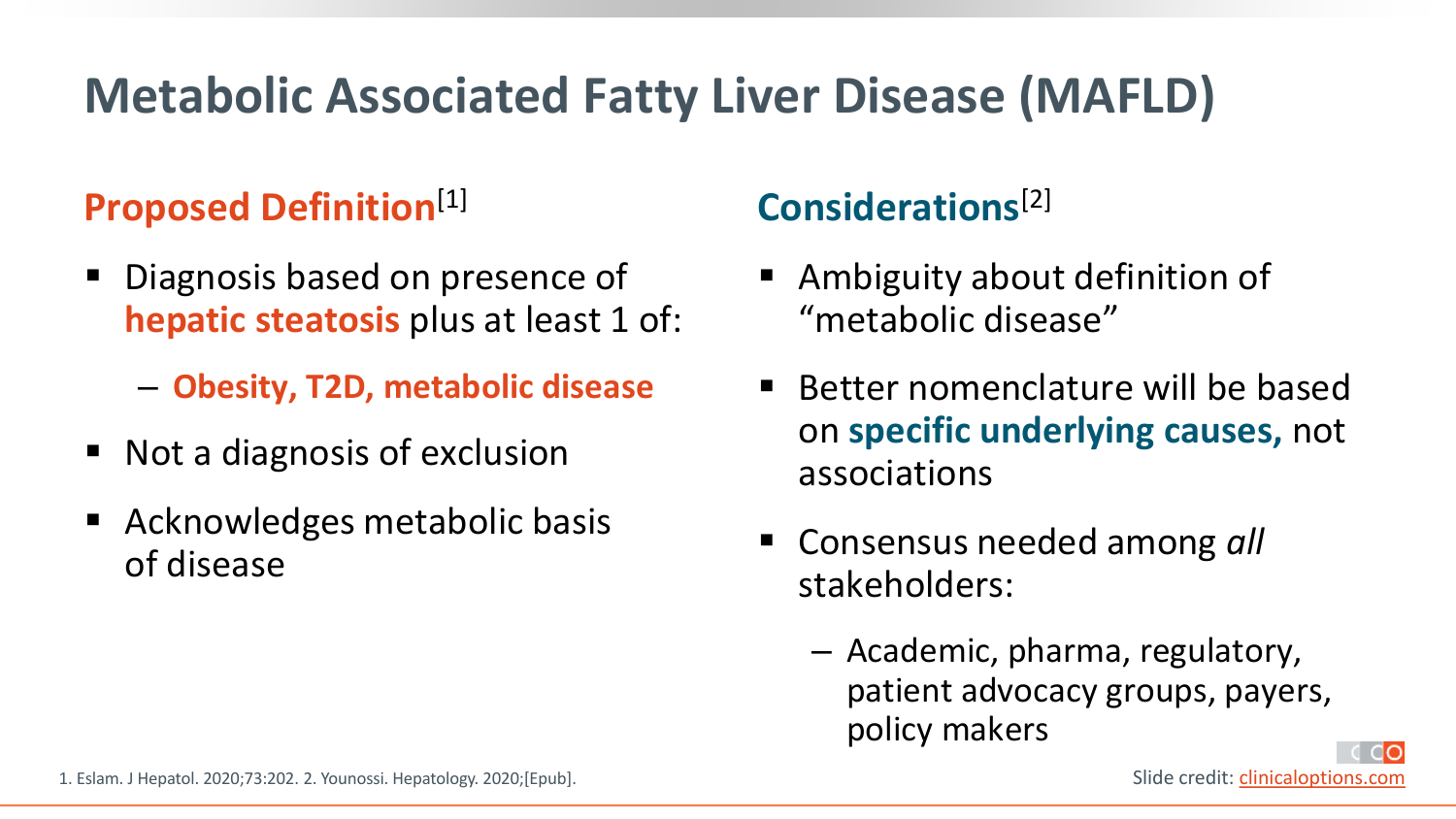# Metabolic Associated Fatty Liver Disease (MAFLD)

## Proposed Definition[1]

- Diagnosis based on presence of **hepatic steatosis** plus at least 1 of:
  - **Obesity, T2D, metabolic disease**
- Not a diagnosis of exclusion
- Acknowledges metabolic basis of disease

## Considerations[2]

- Ambiguity about definition of "metabolic disease"
- Better nomenclature will be based on **specific underlying causes,** not associations
- Consensus needed among *all* stakeholders:
  - Academic, pharma, regulatory, patient advocacy groups, payers, policy makers

1. Eslam. J Hepatol. 2020;73:202. 2. Younossi. Hepatology. 2020;[Epub].

Slide credit: clinicaloptions.com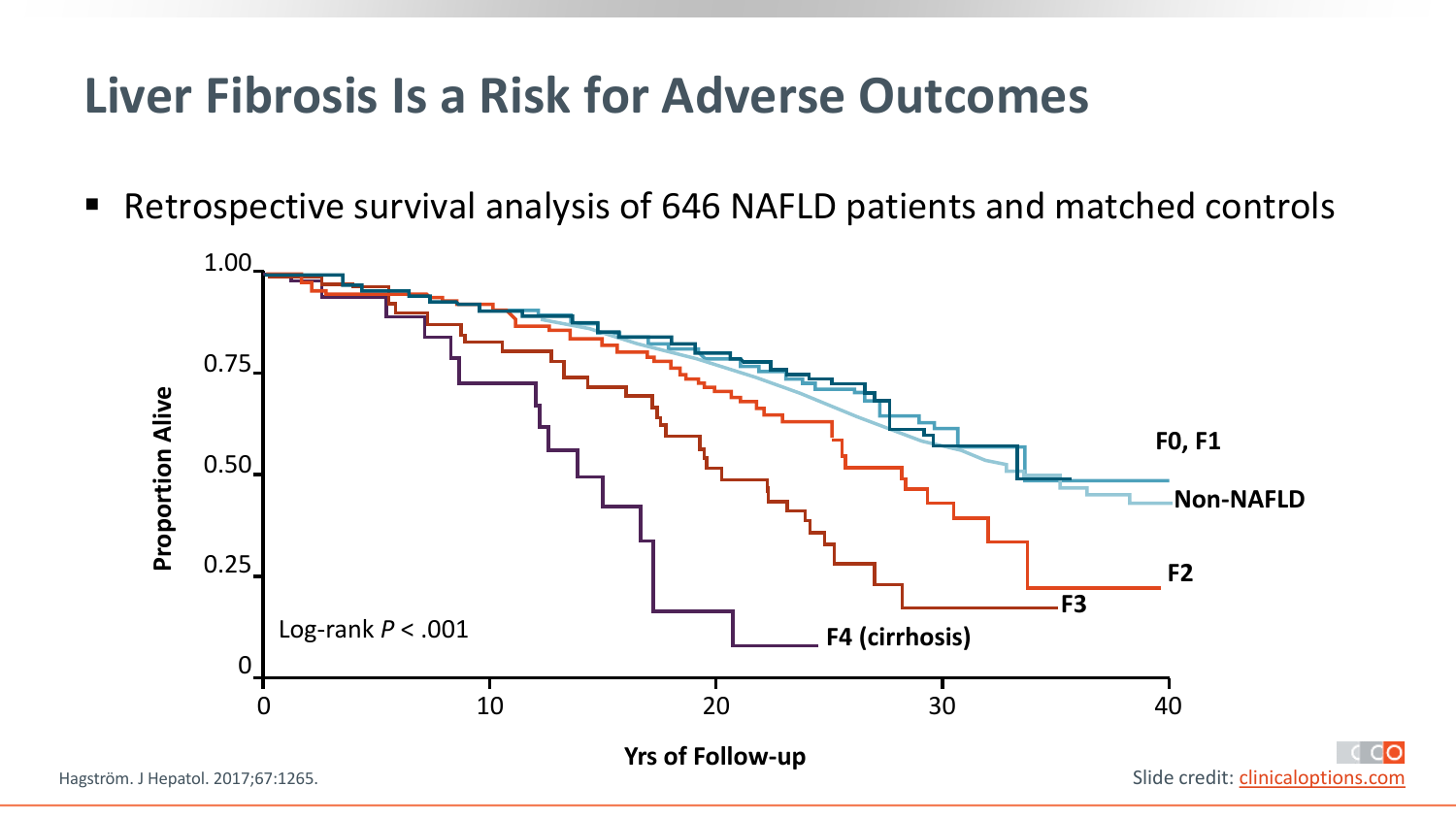# Liver Fibrosis Is a Risk for Adverse Outcomes

- Retrospective survival analysis of 646 NAFLD patients and matched controls

Proportion Alive

1.00
0.75
0.50
0.25
0

Log-rank $P < .001$

F0, F1

Non-NAFLD

F2

F3

F4 (cirrhosis)

0 10 20 30 40

Yrs of Follow-up

Hagström. J Hepatol. 2017;67:1265.

Slide credit: clinicaloptions.com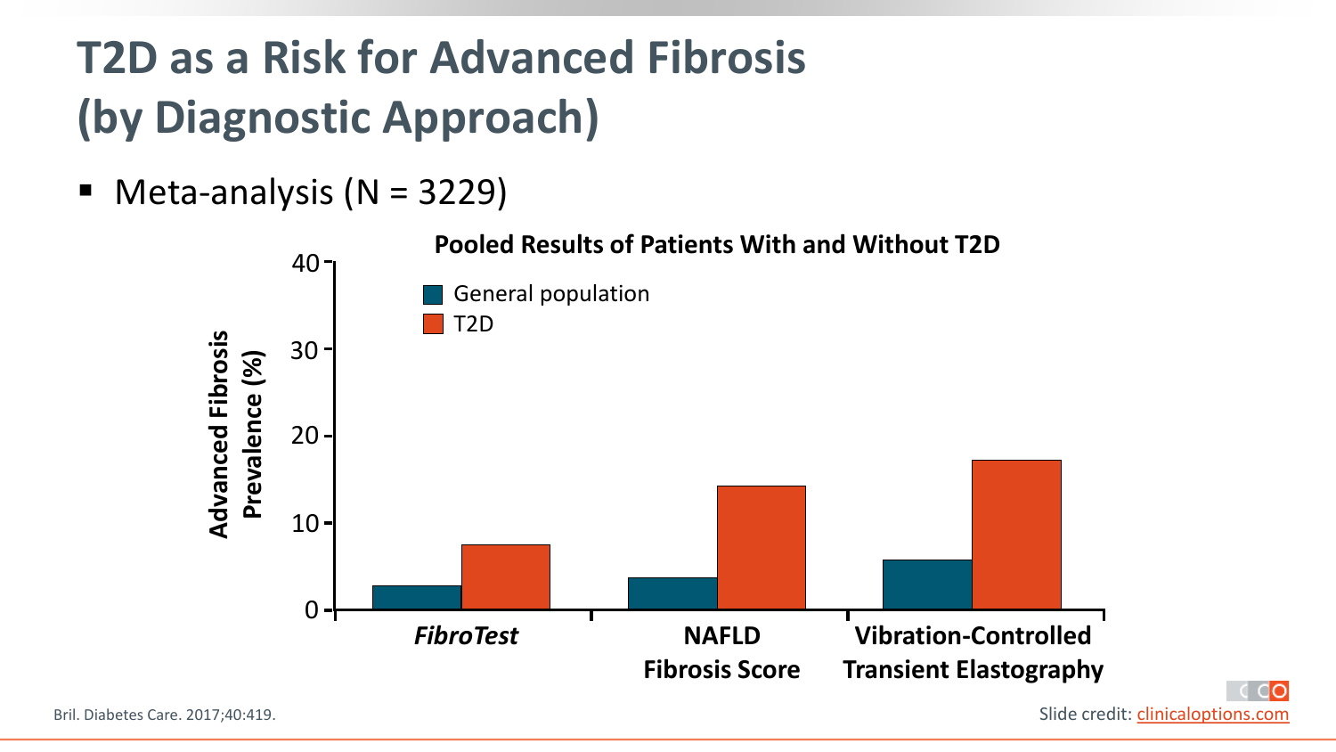# T2D as a Risk for Advanced Fibrosis (by Diagnostic Approach)

- Meta-analysis (N = 3229)

**Pooled Results of Patients With and Without T2D**

Advanced Fibrosis Prevalence (%)

- General population
- T2D

*FibroTest* | NAFLD Fibrosis Score | Vibration-Controlled Transient Elastography

Bril. Diabetes Care. 2017;40:419.

Slide credit: clinicaloptions.com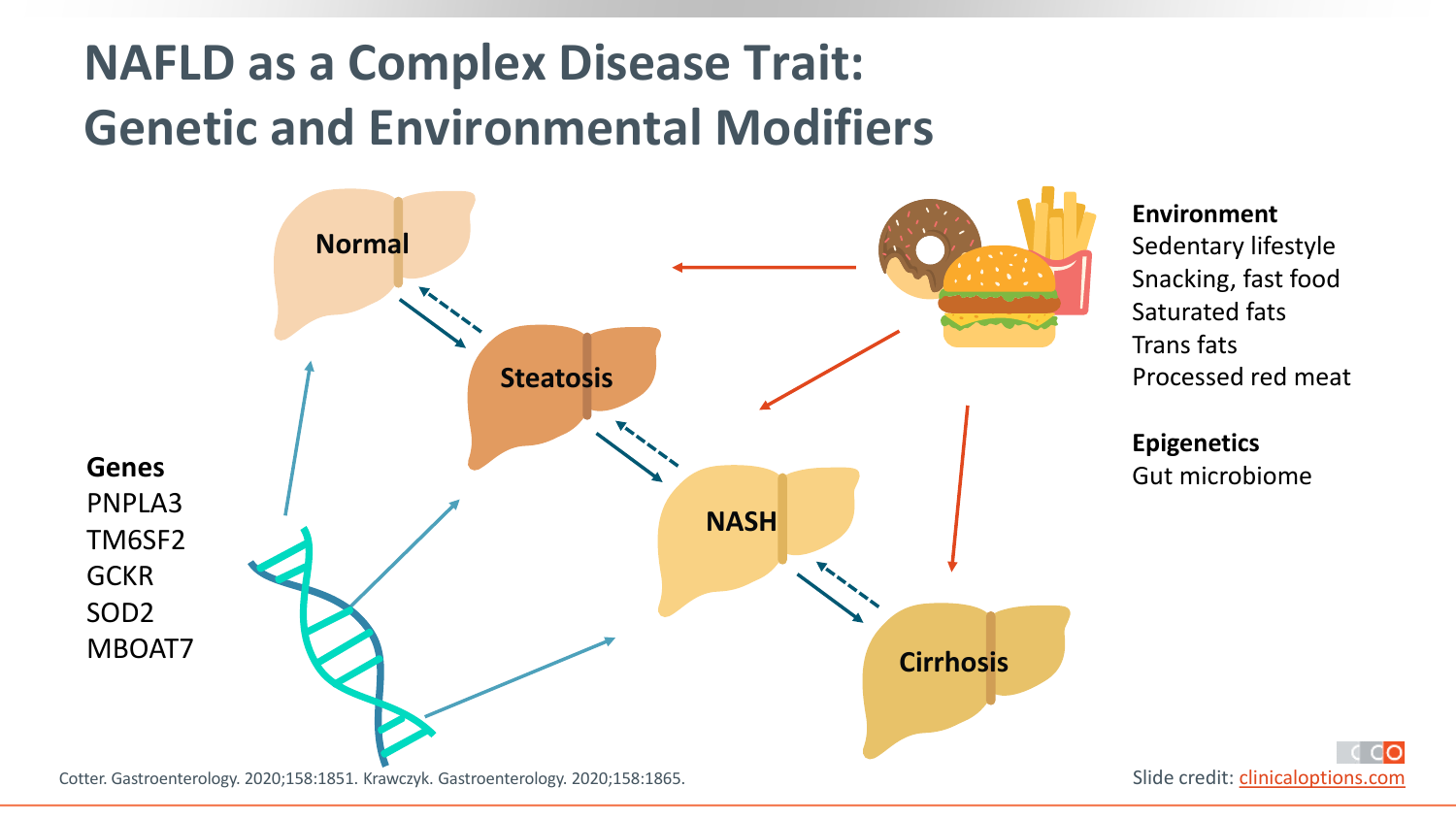# NAFLD as a Complex Disease Trait: Genetic and Environmental Modifiers

Normal

Steatosis

NASH

Cirrhosis

**Genes**
PNPLA3
TM6SF2
GCKR
SOD2
MBOAT7

**Environment**
Sedentary lifestyle
Snacking, fast food
Saturated fats
Trans fats
Processed red meat

**Epigenetics**
Gut microbiome

Cotter. Gastroenterology. 2020;158:1851. Krawczyk. Gastroenterology. 2020;158:1865.

Slide credit: clinicaloptions.com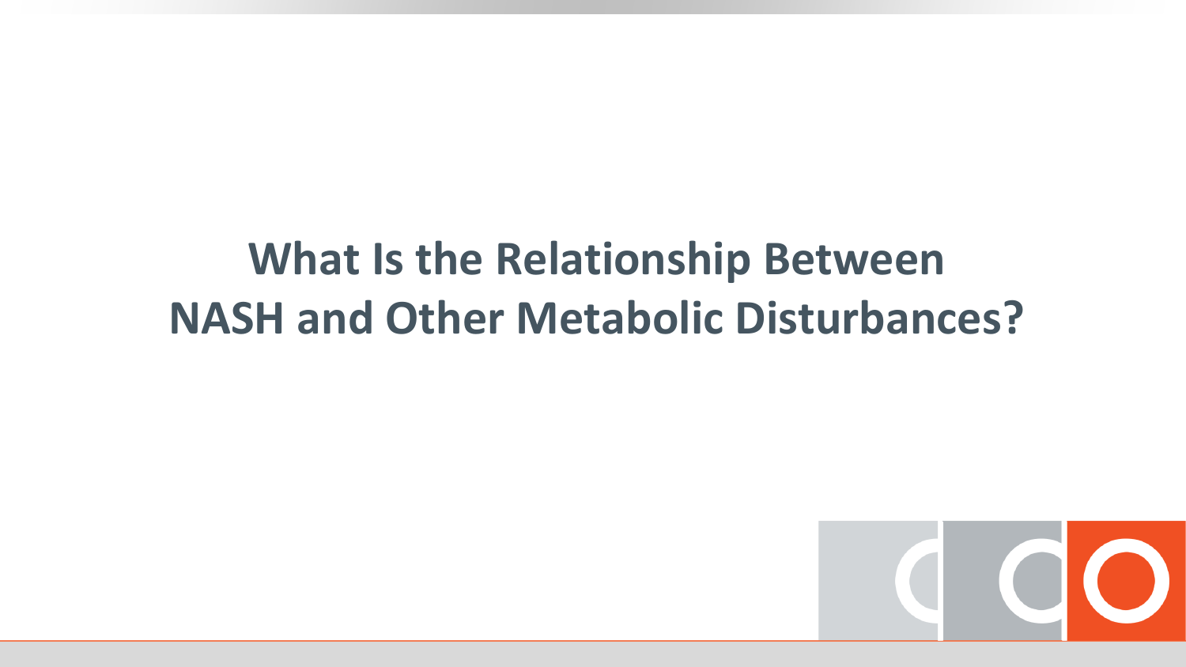# What Is the Relationship Between NASH and Other Metabolic Disturbances?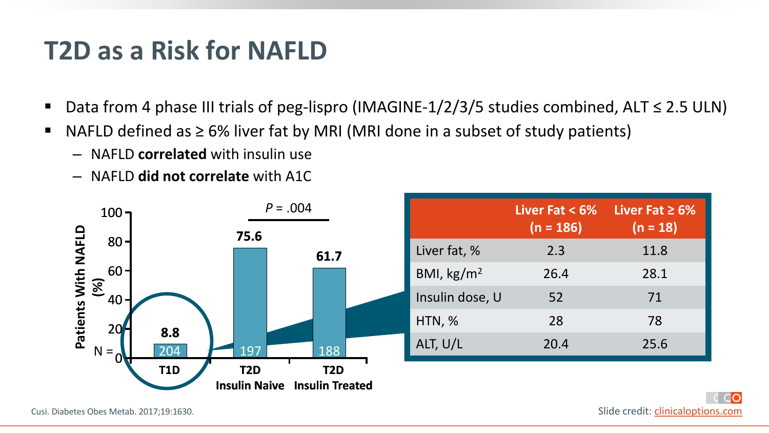# T2D as a Risk for NAFLD

- Data from 4 phase III trials of peg-lispro (IMAGINE-1/2/3/5 studies combined, ALT ≤ 2.5 ULN)
- NAFLD defined as ≥ 6% liver fat by MRI (MRI done in a subset of study patients)
  - NAFLD **correlated** with insulin use
  - NAFLD **did not correlate** with A1C

Patients With NAFLD (%)

| | T1D | T2D Insulin Naive | T2D Insulin Treated |
|---|---|---|---|
| Patients With NAFLD (%) | 8.8 | 75.6 | 61.7 |
| N = | 204 | 197 | 188 |

*P* = .004 (T2D Insulin Naive vs T2D Insulin Treated)

| | Liver Fat < 6% (n = 186) | Liver Fat ≥ 6% (n = 18) |
|---|---|---|
| Liver fat, % | 2.3 | 11.8 |
| BMI, kg/m$^2$ | 26.4 | 28.1 |
| Insulin dose, U | 52 | 71 |
| HTN, % | 28 | 78 |
| ALT, U/L | 20.4 | 25.6 |

Cusi. Diabetes Obes Metab. 2017;19:1630.

Slide credit: clinicaloptions.com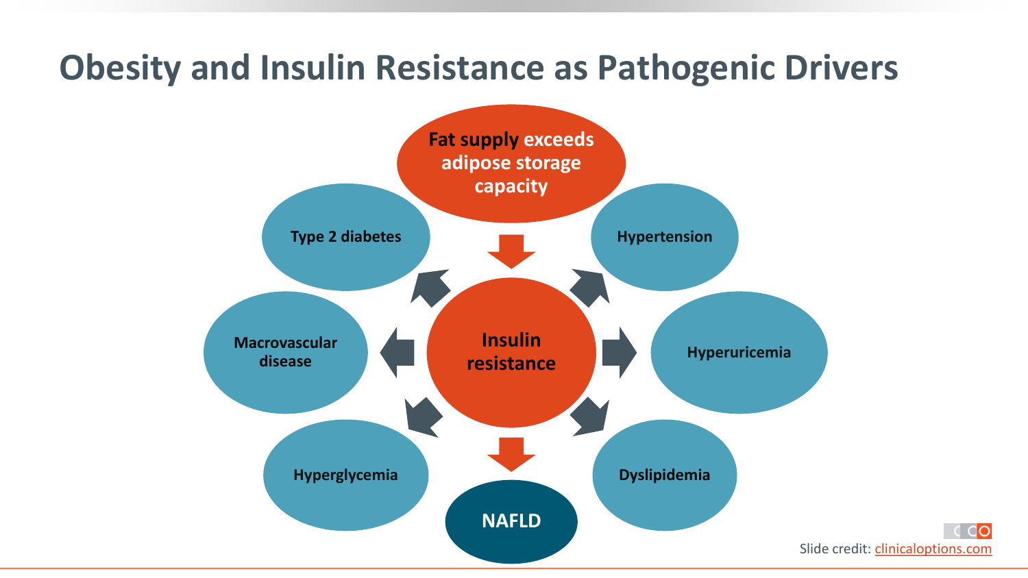# Obesity and Insulin Resistance as Pathogenic Drivers

**Fat supply exceeds adipose storage capacity**

↓

**Insulin resistance**

- Type 2 diabetes
- Hypertension
- Macrovascular disease
- Hyperuricemia
- Hyperglycemia
- Dyslipidemia

↓

**NAFLD**

Slide credit: clinicaloptions.com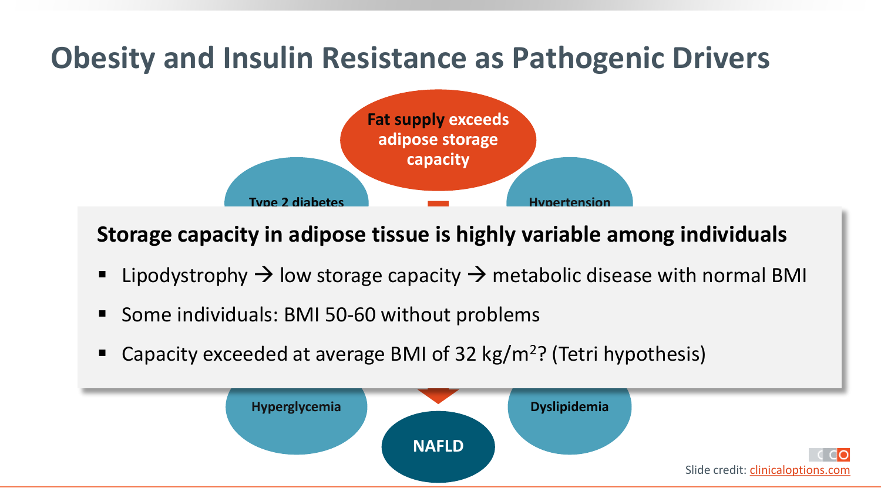# Obesity and Insulin Resistance as Pathogenic Drivers

Fat supply exceeds adipose storage capacity

Type 2 diabetes

Hypertension

**Storage capacity in adipose tissue is highly variable among individuals**

- Lipodystrophy → low storage capacity → metabolic disease with normal BMI
- Some individuals: BMI 50-60 without problems
- Capacity exceeded at average BMI of 32 kg/m$^2$? (Tetri hypothesis)

Hyperglycemia

Dyslipidemia

NAFLD

Slide credit: clinicaloptions.com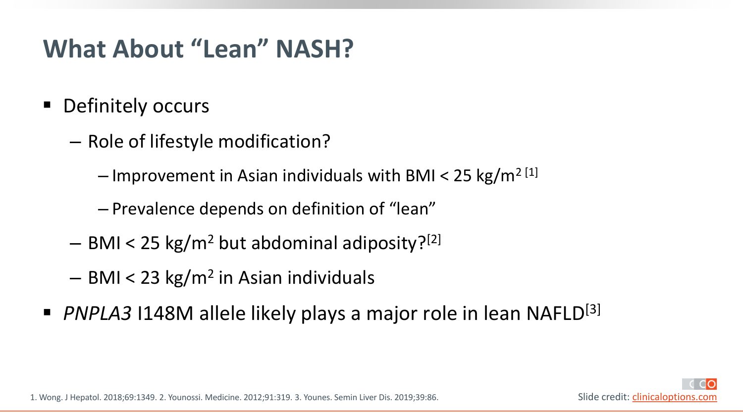# What About "Lean" NASH?

- Definitely occurs
  - Role of lifestyle modification?
    - Improvement in Asian individuals with BMI < 25 kg/m$^2$ [1]
    - Prevalence depends on definition of "lean"
  - BMI < 25 kg/m$^2$ but abdominal adiposity?[2]
  - BMI < 23 kg/m$^2$ in Asian individuals
- *PNPLA3* I148M allele likely plays a major role in lean NAFLD[3]

1. Wong. J Hepatol. 2018;69:1349. 2. Younossi. Medicine. 2012;91:319. 3. Younes. Semin Liver Dis. 2019;39:86.

Slide credit: clinicaloptions.com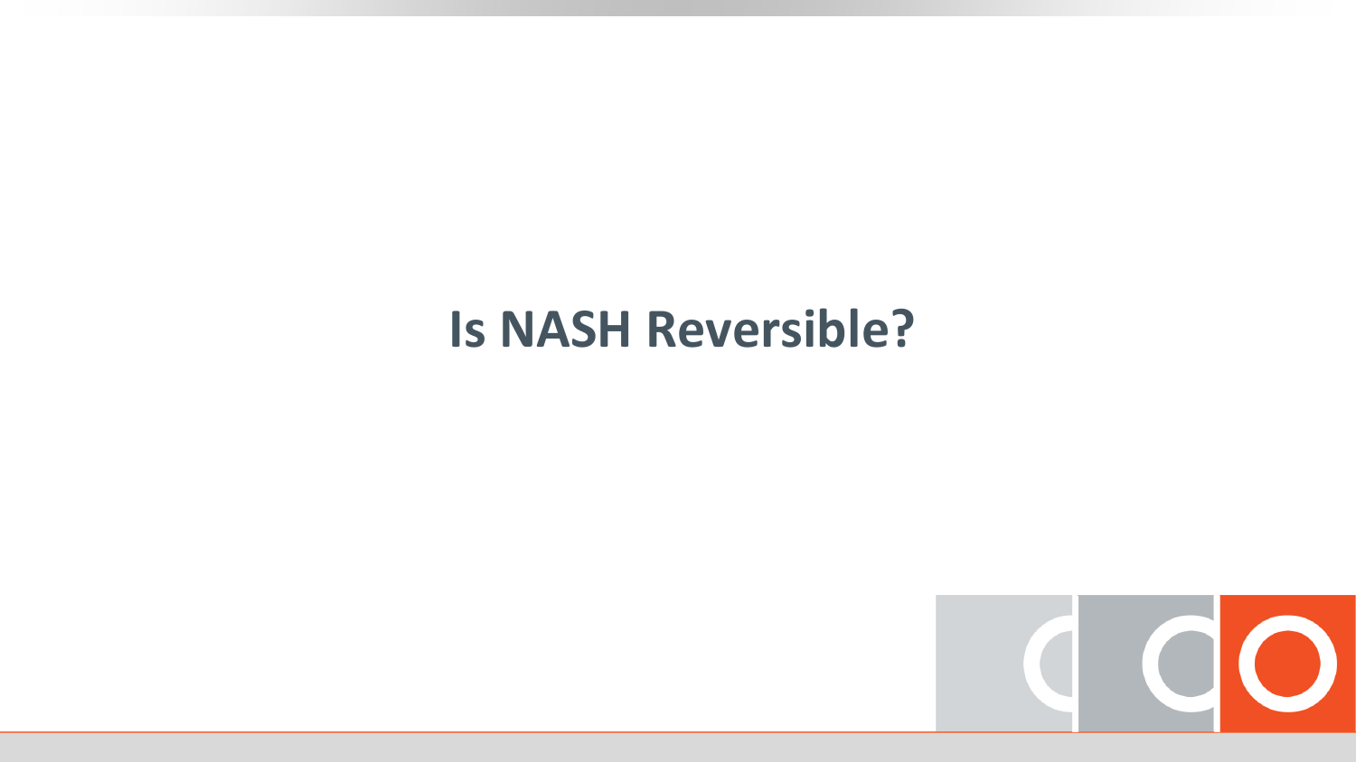# Is NASH Reversible?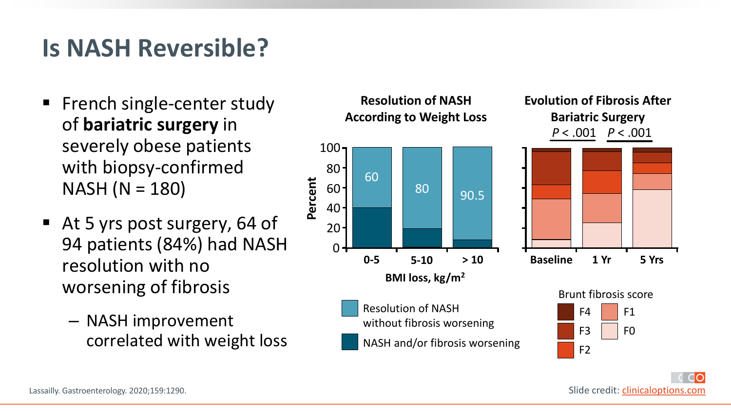# Is NASH Reversible?

- French single-center study of **bariatric surgery** in severely obese patients with biopsy-confirmed NASH (N = 180)
- At 5 yrs post surgery, 64 of 94 patients (84%) had NASH resolution with no worsening of fibrosis
  - NASH improvement correlated with weight loss

**Resolution of NASH According to Weight Loss**

| BMI loss, kg/m² | 0-5 | 5-10 | > 10 |
|---|---|---|---|
| Resolution of NASH without fibrosis worsening (%) | 60 | 80 | 90.5 |

Legend: Resolution of NASH without fibrosis worsening; NASH and/or fibrosis worsening

**Evolution of Fibrosis After Bariatric Surgery**

$P < .001$ $P < .001$

Baseline, 1 Yr, 5 Yrs

Brunt fibrosis score: F4, F3, F2, F1, F0

Lassailly. Gastroenterology. 2020;159:1290.

Slide credit: clinicaloptions.com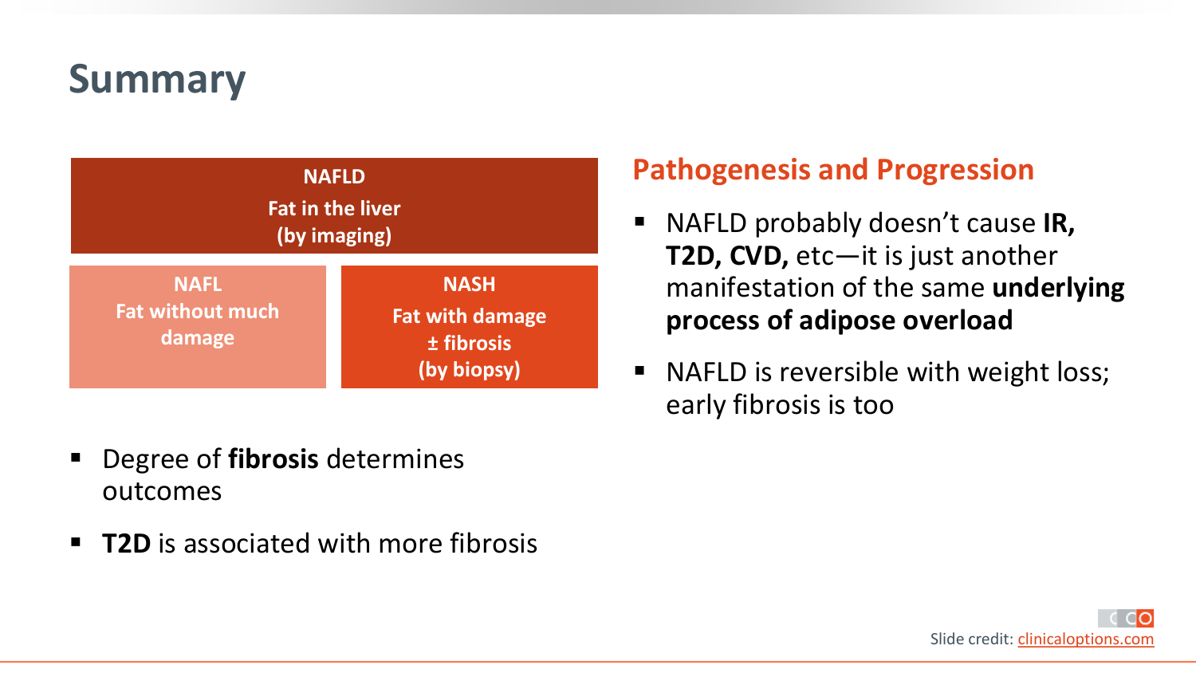# Summary

**NAFLD**
**Fat in the liver**
**(by imaging)**

**NAFL**
**Fat without much damage**

**NASH**
**Fat with damage**
**± fibrosis**
**(by biopsy)**

- Degree of **fibrosis** determines outcomes
- **T2D** is associated with more fibrosis

## Pathogenesis and Progression

- NAFLD probably doesn't cause **IR, T2D, CVD,** etc—it is just another manifestation of the same **underlying process of adipose overload**
- NAFLD is reversible with weight loss; early fibrosis is too

Slide credit: clinicaloptions.com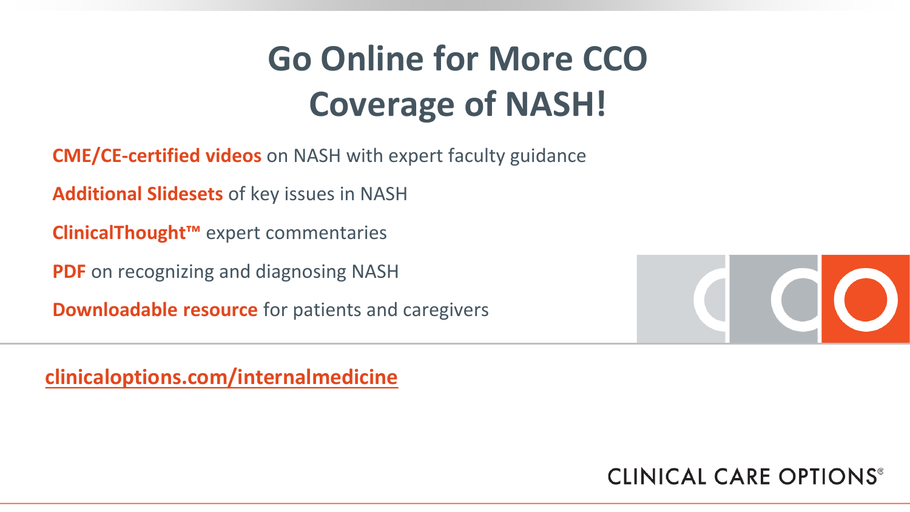# Go Online for More CCO Coverage of NASH!

**CME/CE-certified videos** on NASH with expert faculty guidance

**Additional Slidesets** of key issues in NASH

**ClinicalThought™** expert commentaries

**PDF** on recognizing and diagnosing NASH

**Downloadable resource** for patients and caregivers

clinicaloptions.com/internalmedicine

CLINICAL CARE OPTIONS®